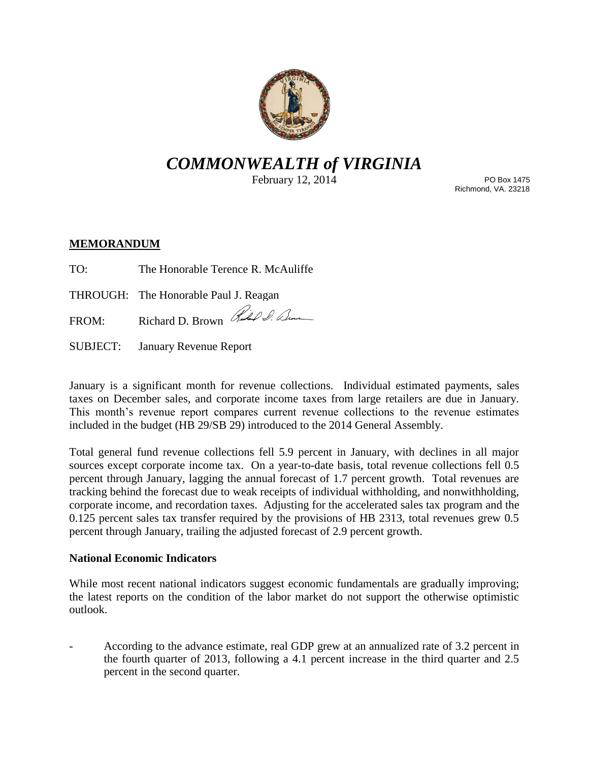*COMMONWEALTH of VIRGINIA*

February 12, 2014

PO Box 1475
Richmond, VA. 23218

**MEMORANDUM**

TO: The Honorable Terence R. McAuliffe

THROUGH: The Honorable Paul J. Reagan

FROM: Richard D. Brown

SUBJECT: January Revenue Report

January is a significant month for revenue collections. Individual estimated payments, sales taxes on December sales, and corporate income taxes from large retailers are due in January. This month's revenue report compares current revenue collections to the revenue estimates included in the budget (HB 29/SB 29) introduced to the 2014 General Assembly.

Total general fund revenue collections fell 5.9 percent in January, with declines in all major sources except corporate income tax. On a year-to-date basis, total revenue collections fell 0.5 percent through January, lagging the annual forecast of 1.7 percent growth. Total revenues are tracking behind the forecast due to weak receipts of individual withholding, and nonwithholding, corporate income, and recordation taxes. Adjusting for the accelerated sales tax program and the 0.125 percent sales tax transfer required by the provisions of HB 2313, total revenues grew 0.5 percent through January, trailing the adjusted forecast of 2.9 percent growth.

**National Economic Indicators**

While most recent national indicators suggest economic fundamentals are gradually improving; the latest reports on the condition of the labor market do not support the otherwise optimistic outlook.

- According to the advance estimate, real GDP grew at an annualized rate of 3.2 percent in the fourth quarter of 2013, following a 4.1 percent increase in the third quarter and 2.5 percent in the second quarter.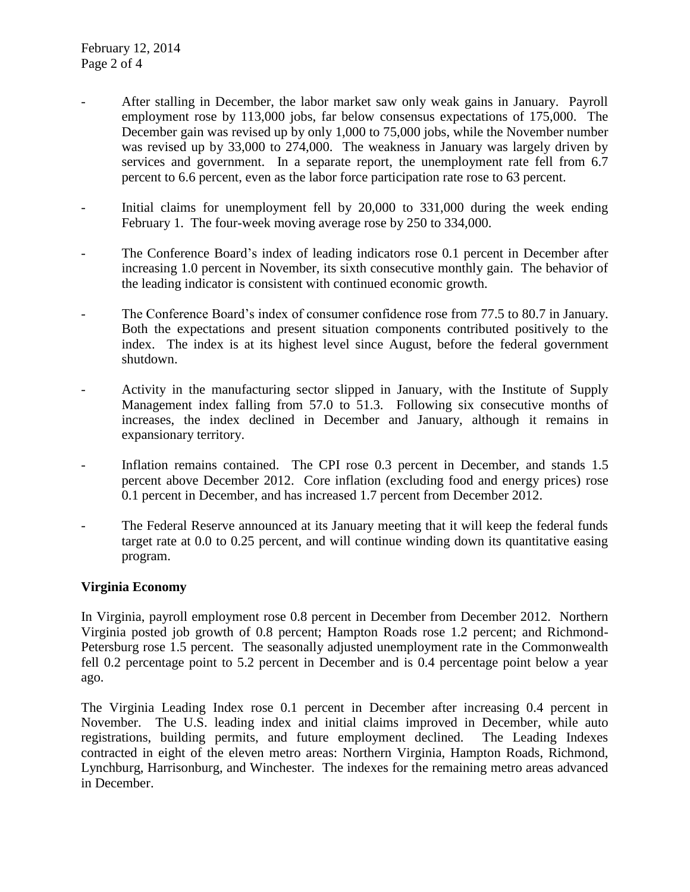- After stalling in December, the labor market saw only weak gains in January. Payroll employment rose by 113,000 jobs, far below consensus expectations of 175,000. The December gain was revised up by only 1,000 to 75,000 jobs, while the November number was revised up by 33,000 to 274,000. The weakness in January was largely driven by services and government. In a separate report, the unemployment rate fell from 6.7 percent to 6.6 percent, even as the labor force participation rate rose to 63 percent.

- Initial claims for unemployment fell by 20,000 to 331,000 during the week ending February 1. The four-week moving average rose by 250 to 334,000.

- The Conference Board's index of leading indicators rose 0.1 percent in December after increasing 1.0 percent in November, its sixth consecutive monthly gain. The behavior of the leading indicator is consistent with continued economic growth.

- The Conference Board's index of consumer confidence rose from 77.5 to 80.7 in January. Both the expectations and present situation components contributed positively to the index. The index is at its highest level since August, before the federal government shutdown.

- Activity in the manufacturing sector slipped in January, with the Institute of Supply Management index falling from 57.0 to 51.3. Following six consecutive months of increases, the index declined in December and January, although it remains in expansionary territory.

- Inflation remains contained. The CPI rose 0.3 percent in December, and stands 1.5 percent above December 2012. Core inflation (excluding food and energy prices) rose 0.1 percent in December, and has increased 1.7 percent from December 2012.

- The Federal Reserve announced at its January meeting that it will keep the federal funds target rate at 0.0 to 0.25 percent, and will continue winding down its quantitative easing program.

**Virginia Economy**

In Virginia, payroll employment rose 0.8 percent in December from December 2012. Northern Virginia posted job growth of 0.8 percent; Hampton Roads rose 1.2 percent; and Richmond-Petersburg rose 1.5 percent. The seasonally adjusted unemployment rate in the Commonwealth fell 0.2 percentage point to 5.2 percent in December and is 0.4 percentage point below a year ago.

The Virginia Leading Index rose 0.1 percent in December after increasing 0.4 percent in November. The U.S. leading index and initial claims improved in December, while auto registrations, building permits, and future employment declined. The Leading Indexes contracted in eight of the eleven metro areas: Northern Virginia, Hampton Roads, Richmond, Lynchburg, Harrisonburg, and Winchester. The indexes for the remaining metro areas advanced in December.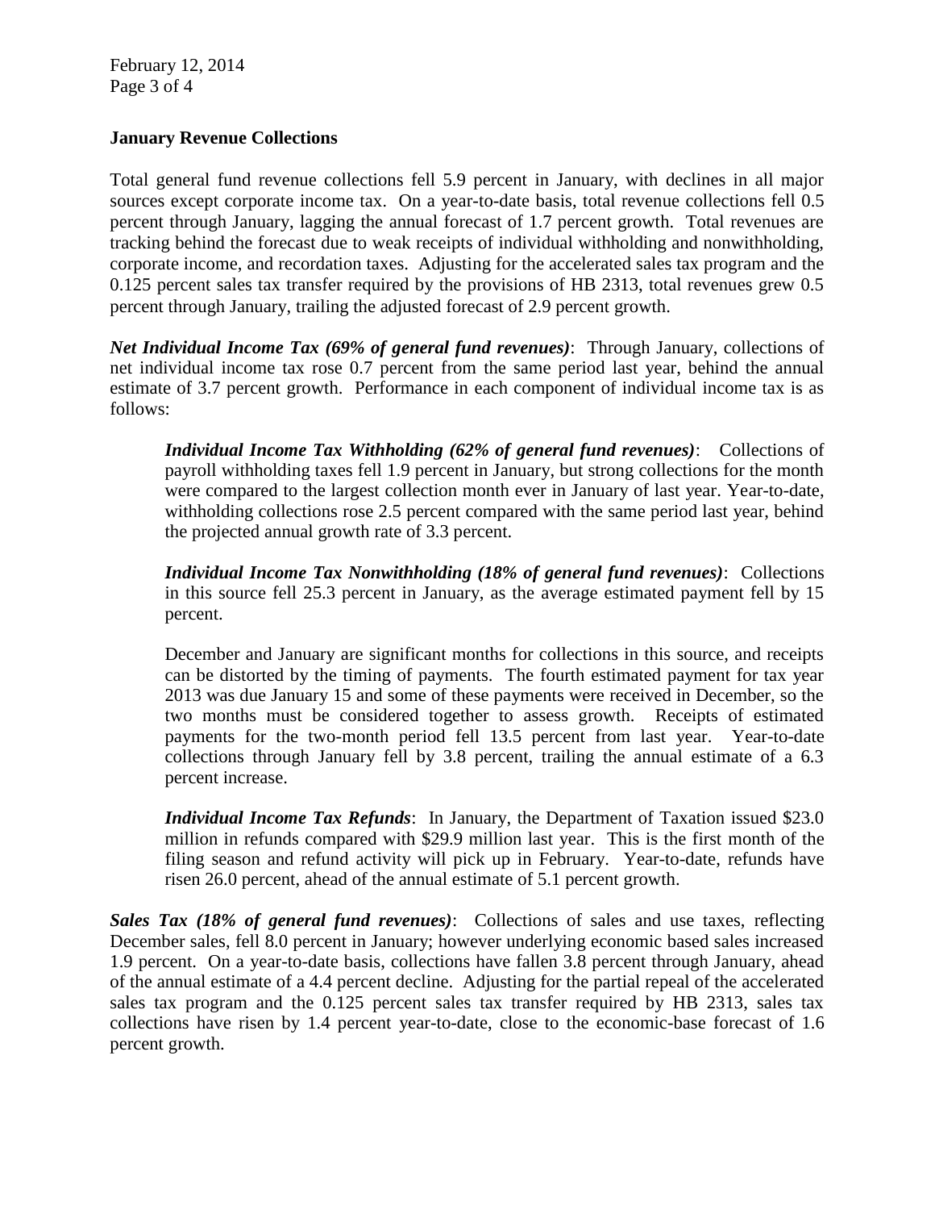## January Revenue Collections

Total general fund revenue collections fell 5.9 percent in January, with declines in all major sources except corporate income tax. On a year-to-date basis, total revenue collections fell 0.5 percent through January, lagging the annual forecast of 1.7 percent growth. Total revenues are tracking behind the forecast due to weak receipts of individual withholding and nonwithholding, corporate income, and recordation taxes. Adjusting for the accelerated sales tax program and the 0.125 percent sales tax transfer required by the provisions of HB 2313, total revenues grew 0.5 percent through January, trailing the adjusted forecast of 2.9 percent growth.

***Net Individual Income Tax (69% of general fund revenues)***: Through January, collections of net individual income tax rose 0.7 percent from the same period last year, behind the annual estimate of 3.7 percent growth. Performance in each component of individual income tax is as follows:

> ***Individual Income Tax Withholding (62% of general fund revenues)***: Collections of payroll withholding taxes fell 1.9 percent in January, but strong collections for the month were compared to the largest collection month ever in January of last year. Year-to-date, withholding collections rose 2.5 percent compared with the same period last year, behind the projected annual growth rate of 3.3 percent.
>
> ***Individual Income Tax Nonwithholding (18% of general fund revenues)***: Collections in this source fell 25.3 percent in January, as the average estimated payment fell by 15 percent.
>
> December and January are significant months for collections in this source, and receipts can be distorted by the timing of payments. The fourth estimated payment for tax year 2013 was due January 15 and some of these payments were received in December, so the two months must be considered together to assess growth. Receipts of estimated payments for the two-month period fell 13.5 percent from last year. Year-to-date collections through January fell by 3.8 percent, trailing the annual estimate of a 6.3 percent increase.
>
> ***Individual Income Tax Refunds***: In January, the Department of Taxation issued $23.0 million in refunds compared with $29.9 million last year. This is the first month of the filing season and refund activity will pick up in February. Year-to-date, refunds have risen 26.0 percent, ahead of the annual estimate of 5.1 percent growth.

***Sales Tax (18% of general fund revenues)***: Collections of sales and use taxes, reflecting December sales, fell 8.0 percent in January; however underlying economic based sales increased 1.9 percent. On a year-to-date basis, collections have fallen 3.8 percent through January, ahead of the annual estimate of a 4.4 percent decline. Adjusting for the partial repeal of the accelerated sales tax program and the 0.125 percent sales tax transfer required by HB 2313, sales tax collections have risen by 1.4 percent year-to-date, close to the economic-base forecast of 1.6 percent growth.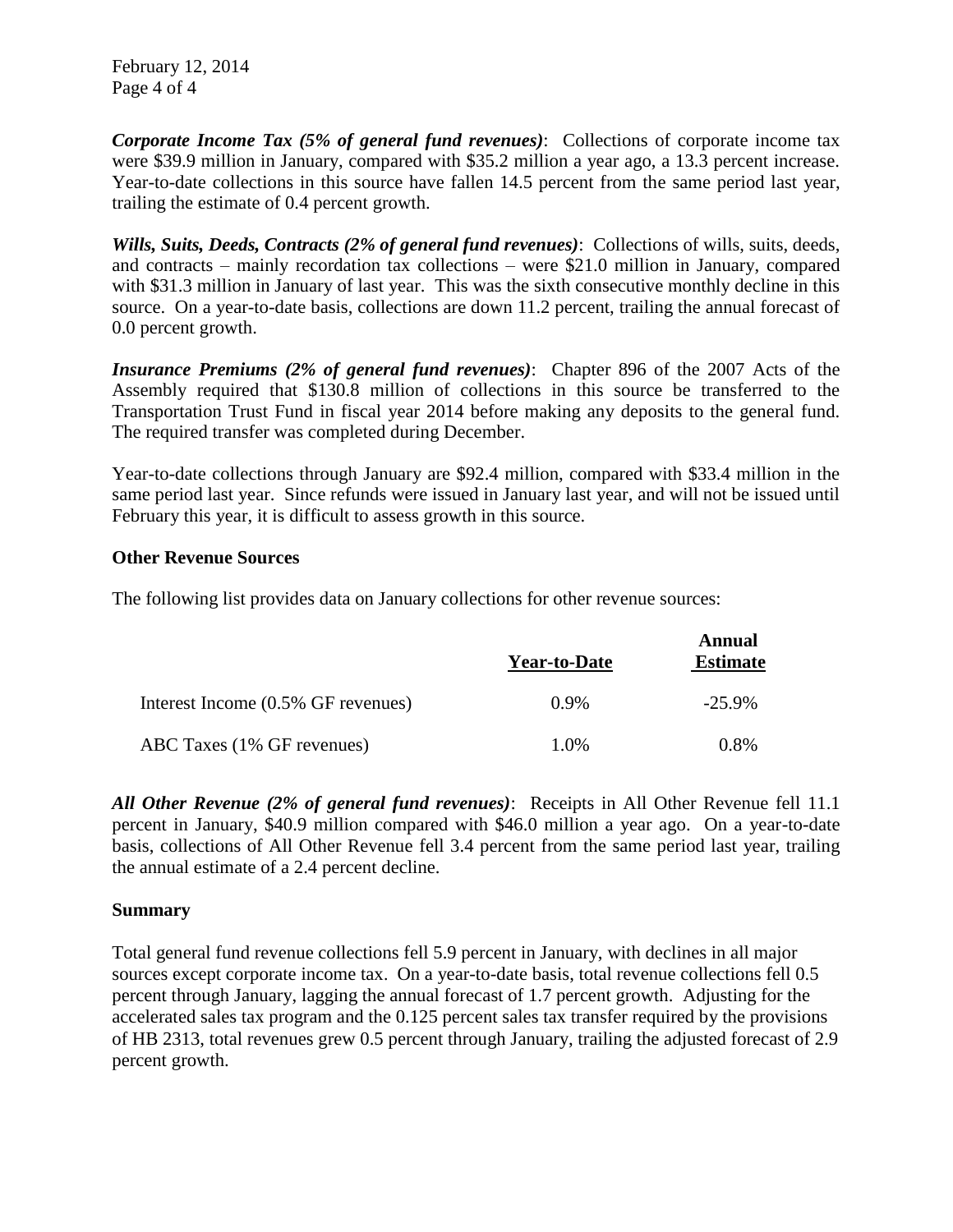***Corporate Income Tax (5% of general fund revenues)***: Collections of corporate income tax were $39.9 million in January, compared with $35.2 million a year ago, a 13.3 percent increase. Year-to-date collections in this source have fallen 14.5 percent from the same period last year, trailing the estimate of 0.4 percent growth.

***Wills, Suits, Deeds, Contracts (2% of general fund revenues)***: Collections of wills, suits, deeds, and contracts – mainly recordation tax collections – were $21.0 million in January, compared with $31.3 million in January of last year. This was the sixth consecutive monthly decline in this source. On a year-to-date basis, collections are down 11.2 percent, trailing the annual forecast of 0.0 percent growth.

***Insurance Premiums (2% of general fund revenues)***: Chapter 896 of the 2007 Acts of the Assembly required that $130.8 million of collections in this source be transferred to the Transportation Trust Fund in fiscal year 2014 before making any deposits to the general fund. The required transfer was completed during December.

Year-to-date collections through January are $92.4 million, compared with $33.4 million in the same period last year. Since refunds were issued in January last year, and will not be issued until February this year, it is difficult to assess growth in this source.

**Other Revenue Sources**

The following list provides data on January collections for other revenue sources:

| | **Year-to-Date** | **Annual Estimate** |
|---|---|---|
| Interest Income (0.5% GF revenues) | 0.9% | -25.9% |
| ABC Taxes (1% GF revenues) | 1.0% | 0.8% |

***All Other Revenue (2% of general fund revenues)***: Receipts in All Other Revenue fell 11.1 percent in January, $40.9 million compared with $46.0 million a year ago. On a year-to-date basis, collections of All Other Revenue fell 3.4 percent from the same period last year, trailing the annual estimate of a 2.4 percent decline.

**Summary**

Total general fund revenue collections fell 5.9 percent in January, with declines in all major sources except corporate income tax. On a year-to-date basis, total revenue collections fell 0.5 percent through January, lagging the annual forecast of 1.7 percent growth. Adjusting for the accelerated sales tax program and the 0.125 percent sales tax transfer required by the provisions of HB 2313, total revenues grew 0.5 percent through January, trailing the adjusted forecast of 2.9 percent growth.